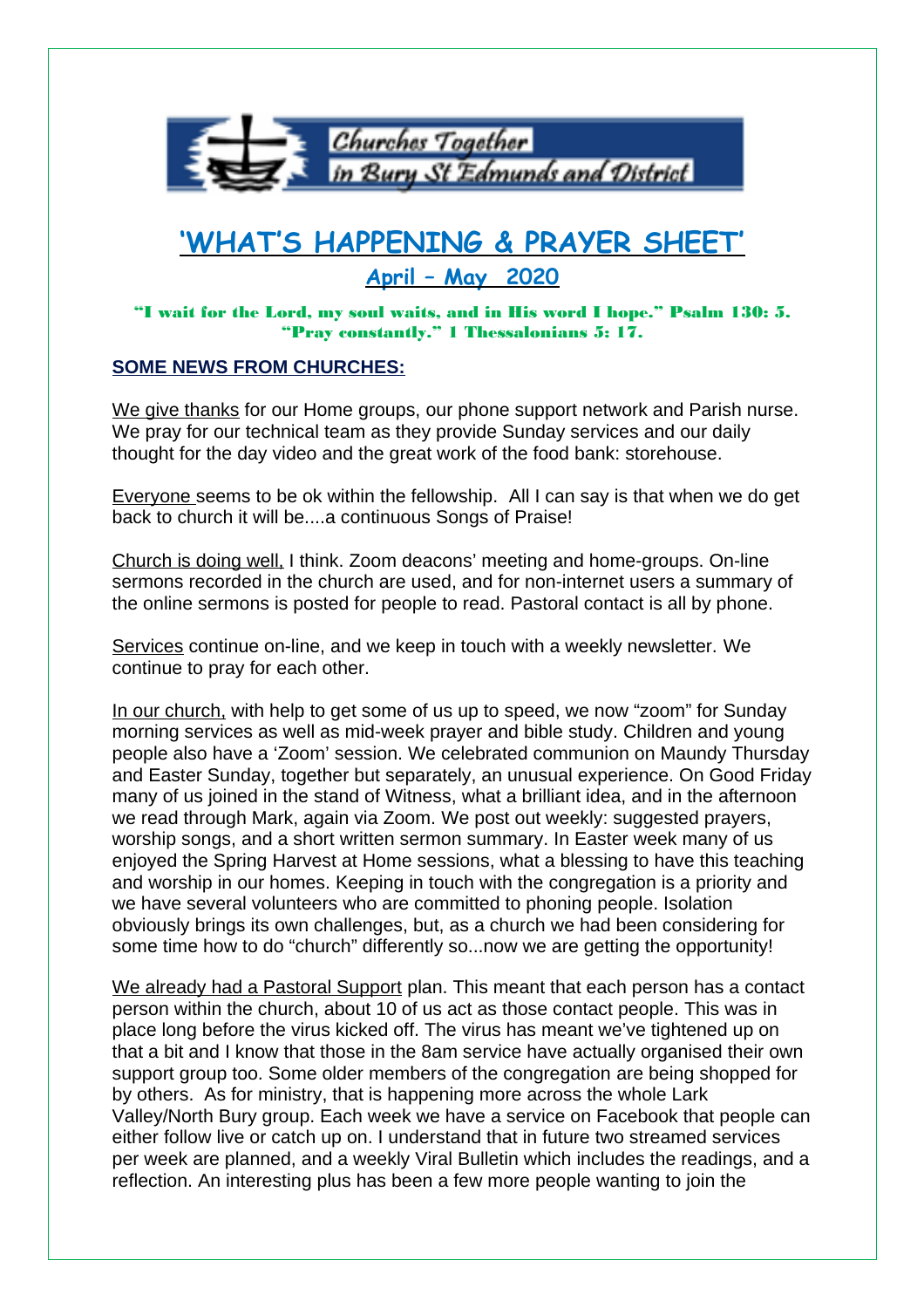Churches Together in Bury St Edmunds and District

# 'WHAT'S HAPPENING & PRAYER SHEET'

## April – May 2020

**"I wait for the Lord, my soul waits, and in His word I hope." Psalm 130: 5.**
**"Pray constantly." 1 Thessalonians 5: 17.**

### SOME NEWS FROM CHURCHES:

We give thanks for our Home groups, our phone support network and Parish nurse. We pray for our technical team as they provide Sunday services and our daily thought for the day video and the great work of the food bank: storehouse.

Everyone seems to be ok within the fellowship. All I can say is that when we do get back to church it will be....a continuous Songs of Praise!

Church is doing well, I think. Zoom deacons' meeting and home-groups. On-line sermons recorded in the church are used, and for non-internet users a summary of the online sermons is posted for people to read. Pastoral contact is all by phone.

Services continue on-line, and we keep in touch with a weekly newsletter. We continue to pray for each other.

In our church, with help to get some of us up to speed, we now "zoom" for Sunday morning services as well as mid-week prayer and bible study. Children and young people also have a 'Zoom' session. We celebrated communion on Maundy Thursday and Easter Sunday, together but separately, an unusual experience. On Good Friday many of us joined in the stand of Witness, what a brilliant idea, and in the afternoon we read through Mark, again via Zoom. We post out weekly: suggested prayers, worship songs, and a short written sermon summary. In Easter week many of us enjoyed the Spring Harvest at Home sessions, what a blessing to have this teaching and worship in our homes. Keeping in touch with the congregation is a priority and we have several volunteers who are committed to phoning people. Isolation obviously brings its own challenges, but, as a church we had been considering for some time how to do "church" differently so...now we are getting the opportunity!

We already had a Pastoral Support plan. This meant that each person has a contact person within the church, about 10 of us act as those contact people. This was in place long before the virus kicked off. The virus has meant we've tightened up on that a bit and I know that those in the 8am service have actually organised their own support group too. Some older members of the congregation are being shopped for by others. As for ministry, that is happening more across the whole Lark Valley/North Bury group. Each week we have a service on Facebook that people can either follow live or catch up on. I understand that in future two streamed services per week are planned, and a weekly Viral Bulletin which includes the readings, and a reflection. An interesting plus has been a few more people wanting to join the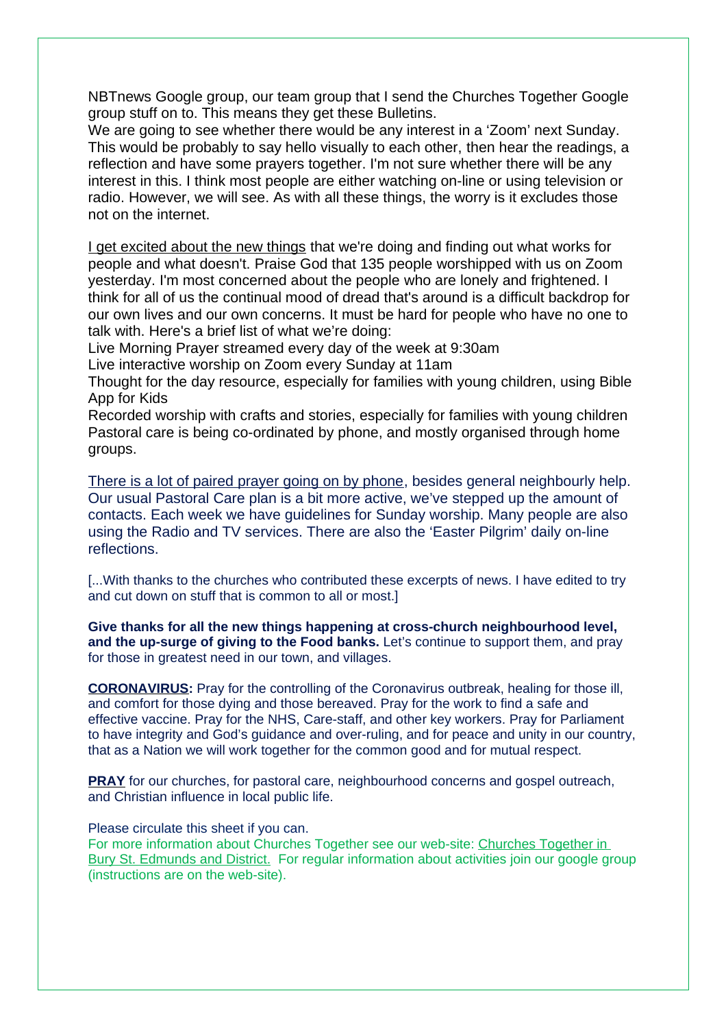NBTnews Google group, our team group that I send the Churches Together Google group stuff on to. This means they get these Bulletins.

We are going to see whether there would be any interest in a 'Zoom' next Sunday. This would be probably to say hello visually to each other, then hear the readings, a reflection and have some prayers together. I'm not sure whether there will be any interest in this. I think most people are either watching on-line or using television or radio. However, we will see. As with all these things, the worry is it excludes those not on the internet.

I get excited about the new things that we're doing and finding out what works for people and what doesn't. Praise God that 135 people worshipped with us on Zoom yesterday. I'm most concerned about the people who are lonely and frightened. I think for all of us the continual mood of dread that's around is a difficult backdrop for our own lives and our own concerns. It must be hard for people who have no one to talk with. Here's a brief list of what we're doing:

Live Morning Prayer streamed every day of the week at 9:30am

Live interactive worship on Zoom every Sunday at 11am

Thought for the day resource, especially for families with young children, using Bible App for Kids

Recorded worship with crafts and stories, especially for families with young children

Pastoral care is being co-ordinated by phone, and mostly organised through home groups.

There is a lot of paired prayer going on by phone, besides general neighbourly help. Our usual Pastoral Care plan is a bit more active, we've stepped up the amount of contacts. Each week we have guidelines for Sunday worship. Many people are also using the Radio and TV services. There are also the 'Easter Pilgrim' daily on-line reflections.

[...With thanks to the churches who contributed these excerpts of news. I have edited to try and cut down on stuff that is common to all or most.]

**Give thanks for all the new things happening at cross-church neighbourhood level, and the up-surge of giving to the Food banks.** Let's continue to support them, and pray for those in greatest need in our town, and villages.

**CORONAVIRUS:** Pray for the controlling of the Coronavirus outbreak, healing for those ill, and comfort for those dying and those bereaved. Pray for the work to find a safe and effective vaccine. Pray for the NHS, Care-staff, and other key workers. Pray for Parliament to have integrity and God's guidance and over-ruling, and for peace and unity in our country, that as a Nation we will work together for the common good and for mutual respect.

**PRAY** for our churches, for pastoral care, neighbourhood concerns and gospel outreach, and Christian influence in local public life.

Please circulate this sheet if you can.

For more information about Churches Together see our web-site: Churches Together in Bury St. Edmunds and District. For regular information about activities join our google group (instructions are on the web-site).